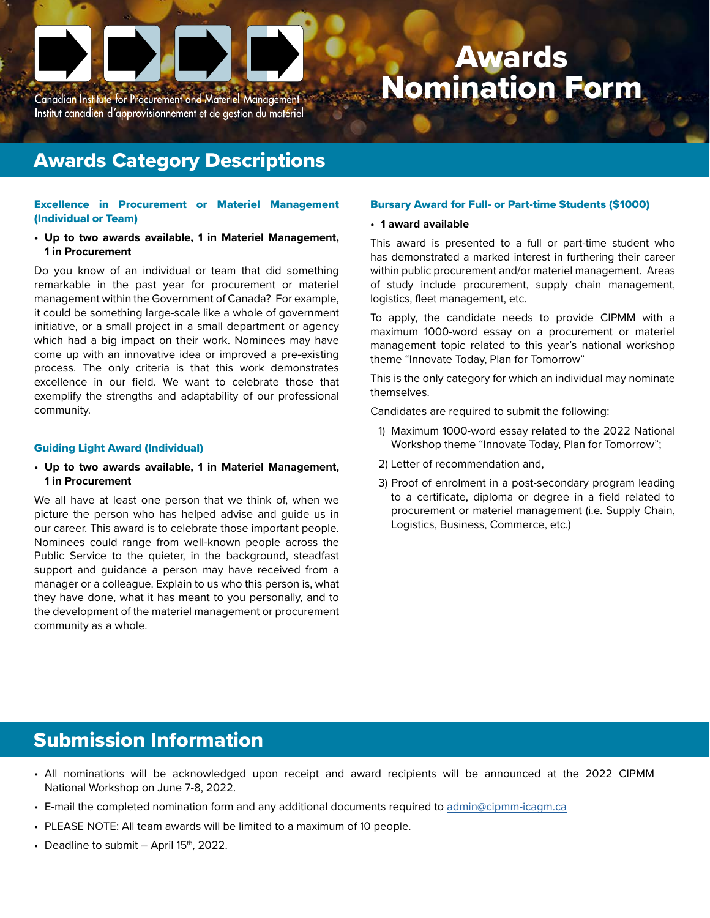Canadian Institute for Procurement and Materiel Management
Institut canadien d'approvisionnement et de gestion du matériel

# Awards Nomination Form

## Awards Category Descriptions

### Excellence in Procurement or Materiel Management (Individual or Team)

- **Up to two awards available, 1 in Materiel Management, 1 in Procurement**

Do you know of an individual or team that did something remarkable in the past year for procurement or materiel management within the Government of Canada? For example, it could be something large-scale like a whole of government initiative, or a small project in a small department or agency which had a big impact on their work. Nominees may have come up with an innovative idea or improved a pre-existing process. The only criteria is that this work demonstrates excellence in our field. We want to celebrate those that exemplify the strengths and adaptability of our professional community.

### Guiding Light Award (Individual)

- **Up to two awards available, 1 in Materiel Management, 1 in Procurement**

We all have at least one person that we think of, when we picture the person who has helped advise and guide us in our career. This award is to celebrate those important people. Nominees could range from well-known people across the Public Service to the quieter, in the background, steadfast support and guidance a person may have received from a manager or a colleague. Explain to us who this person is, what they have done, what it has meant to you personally, and to the development of the materiel management or procurement community as a whole.

### Bursary Award for Full- or Part-time Students ($1000)

- **1 award available**

This award is presented to a full or part-time student who has demonstrated a marked interest in furthering their career within public procurement and/or materiel management. Areas of study include procurement, supply chain management, logistics, fleet management, etc.

To apply, the candidate needs to provide CIPMM with a maximum 1000-word essay on a procurement or materiel management topic related to this year's national workshop theme "Innovate Today, Plan for Tomorrow"

This is the only category for which an individual may nominate themselves.

Candidates are required to submit the following:

1) Maximum 1000-word essay related to the 2022 National Workshop theme "Innovate Today, Plan for Tomorrow";
2) Letter of recommendation and,
3) Proof of enrolment in a post-secondary program leading to a certificate, diploma or degree in a field related to procurement or materiel management (i.e. Supply Chain, Logistics, Business, Commerce, etc.)

## Submission Information

- All nominations will be acknowledged upon receipt and award recipients will be announced at the 2022 CIPMM National Workshop on June 7-8, 2022.
- E-mail the completed nomination form and any additional documents required to admin@cipmm-icagm.ca
- PLEASE NOTE: All team awards will be limited to a maximum of 10 people.
- Deadline to submit – April 15th, 2022.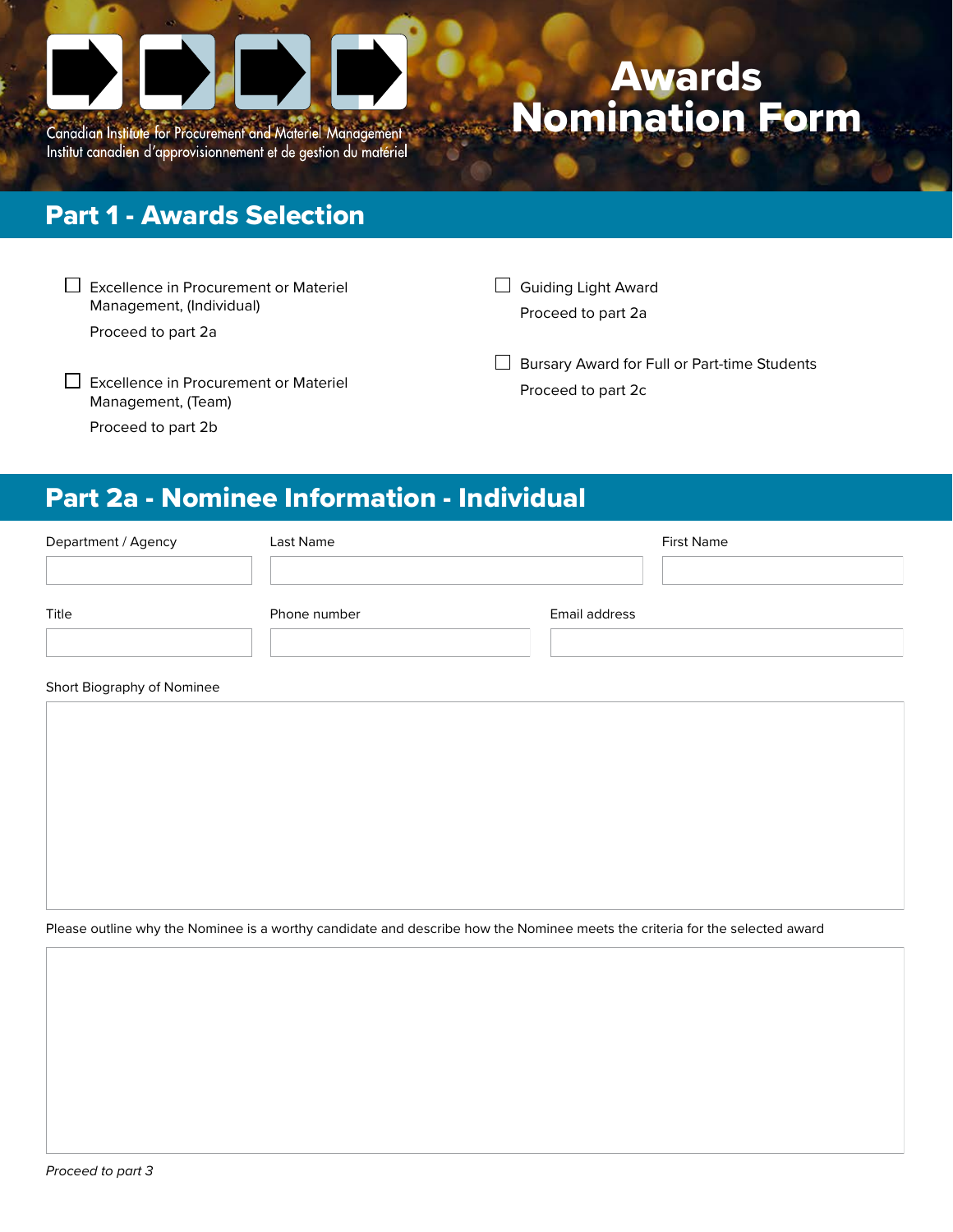Canadian Institute for Procurement and Materiel Management
Institut canadien d'approvisionnement et de gestion du matériel

# Awards Nomination Form

## Part 1 - Awards Selection

☐ Excellence in Procurement or Materiel Management, (Individual)

Proceed to part 2a

☐ Excellence in Procurement or Materiel Management, (Team)

Proceed to part 2b

☐ Guiding Light Award

Proceed to part 2a

☐ Bursary Award for Full or Part-time Students

Proceed to part 2c

## Part 2a - Nominee Information - Individual

Department / Agency

Last Name

First Name

Title

Phone number

Email address

Short Biography of Nominee

Please outline why the Nominee is a worthy candidate and describe how the Nominee meets the criteria for the selected award

*Proceed to part 3*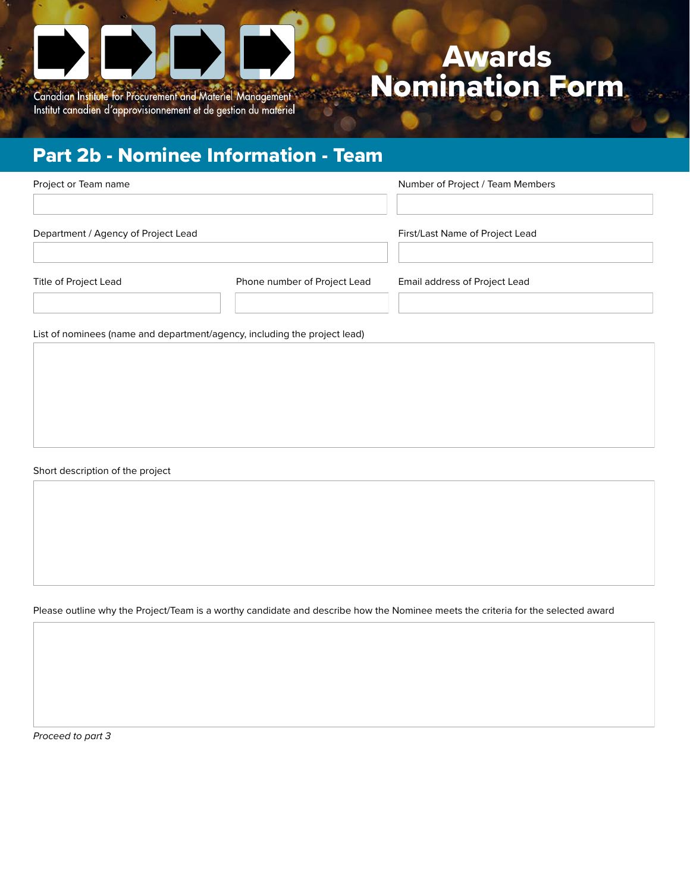Canadian Institute for Procurement and Materiel Management
Institut canadien d'approvisionnement et de gestion du matériel

# Awards Nomination Form

## Part 2b - Nominee Information - Team

Project or Team name

Number of Project / Team Members

Department / Agency of Project Lead

First/Last Name of Project Lead

Title of Project Lead

Phone number of Project Lead

Email address of Project Lead

List of nominees (name and department/agency, including the project lead)

Short description of the project

Please outline why the Project/Team is a worthy candidate and describe how the Nominee meets the criteria for the selected award

*Proceed to part 3*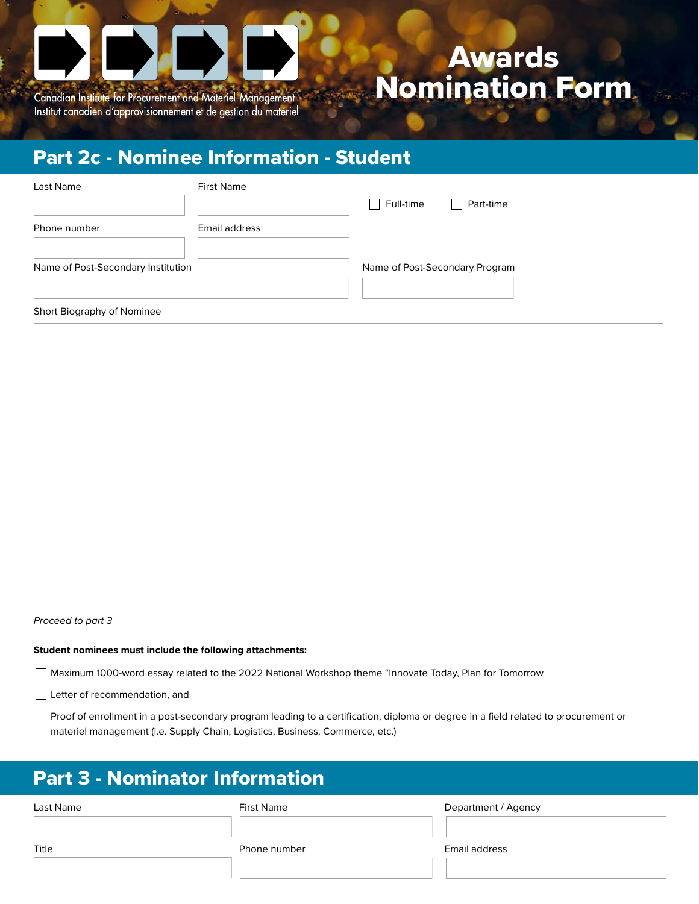Canadian Institute for Procurement and Materiel Management
Institut canadien d'approvisionnement et de gestion du matériel

# Awards Nomination Form

## Part 2c - Nominee Information - Student

Last Name

First Name

☐ Full-time ☐ Part-time

Phone number

Email address

Name of Post-Secondary Institution

Name of Post-Secondary Program

Short Biography of Nominee

*Proceed to part 3*

**Student nominees must include the following attachments:**

- ☐ Maximum 1000-word essay related to the 2022 National Workshop theme "Innovate Today, Plan for Tomorrow
- ☐ Letter of recommendation, and
- ☐ Proof of enrollment in a post-secondary program leading to a certification, diploma or degree in a field related to procurement or materiel management (i.e. Supply Chain, Logistics, Business, Commerce, etc.)

## Part 3 - Nominator Information

Last Name

First Name

Department / Agency

Title

Phone number

Email address